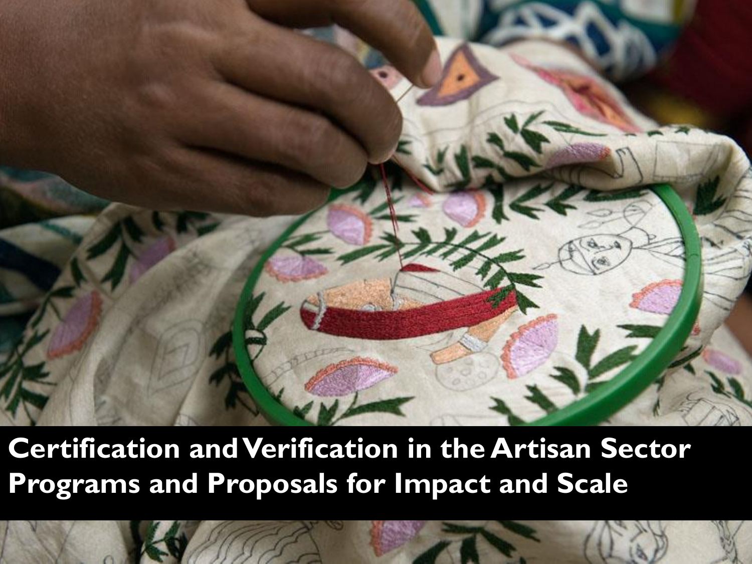# Certification and Verification in the Artisan Sector

## Programs and Proposals for Impact and Scale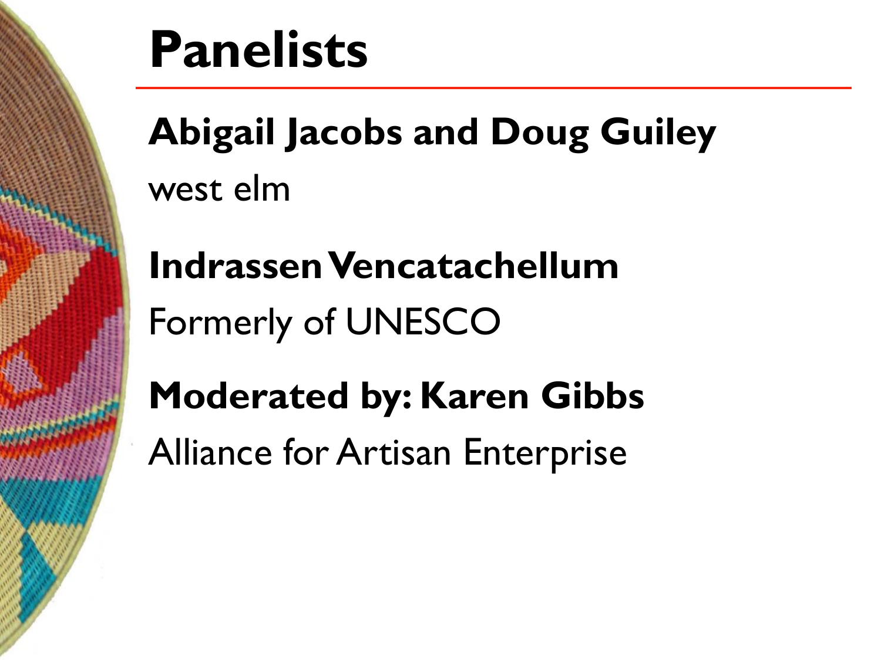# Panelists

**Abigail Jacobs and Doug Guiley**

west elm

**Indrassen Vencatachellum**

Formerly of UNESCO

**Moderated by: Karen Gibbs**

Alliance for Artisan Enterprise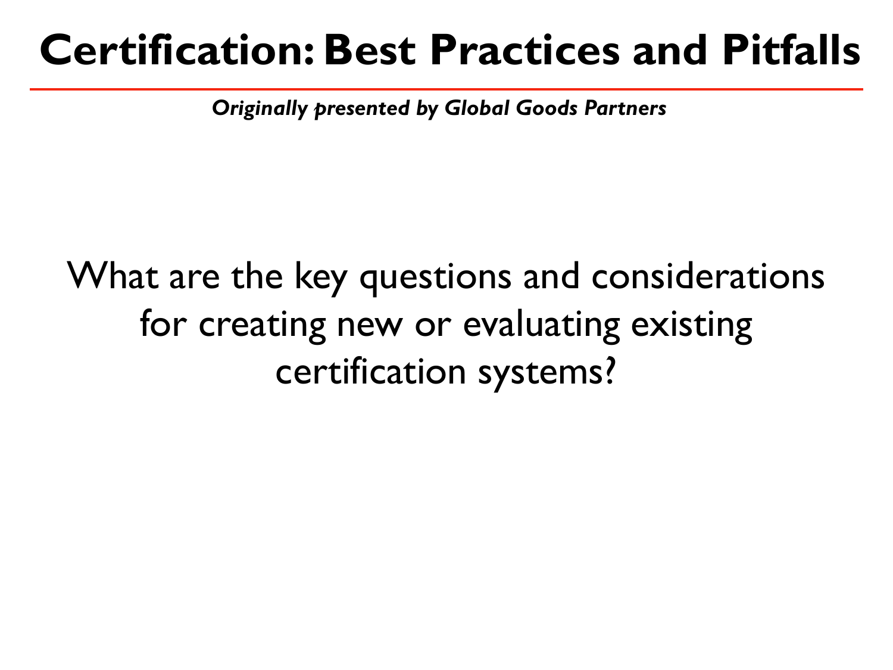# Certification: Best Practices and Pitfalls

*Originally presented by Global Goods Partners*

What are the key questions and considerations for creating new or evaluating existing certification systems?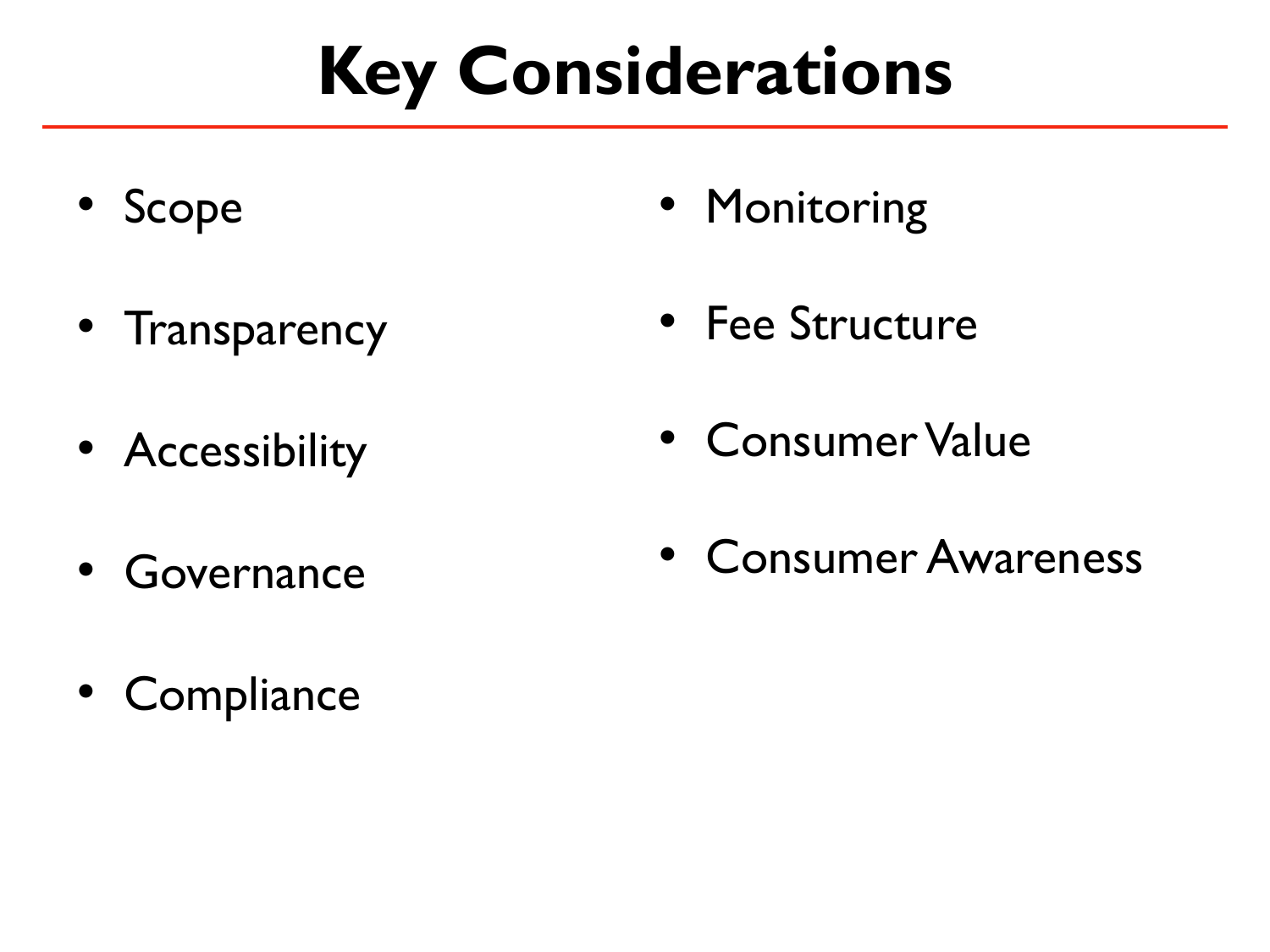# Key Considerations

- Scope
- Transparency
- Accessibility
- Governance
- Compliance
- Monitoring
- Fee Structure
- Consumer Value
- Consumer Awareness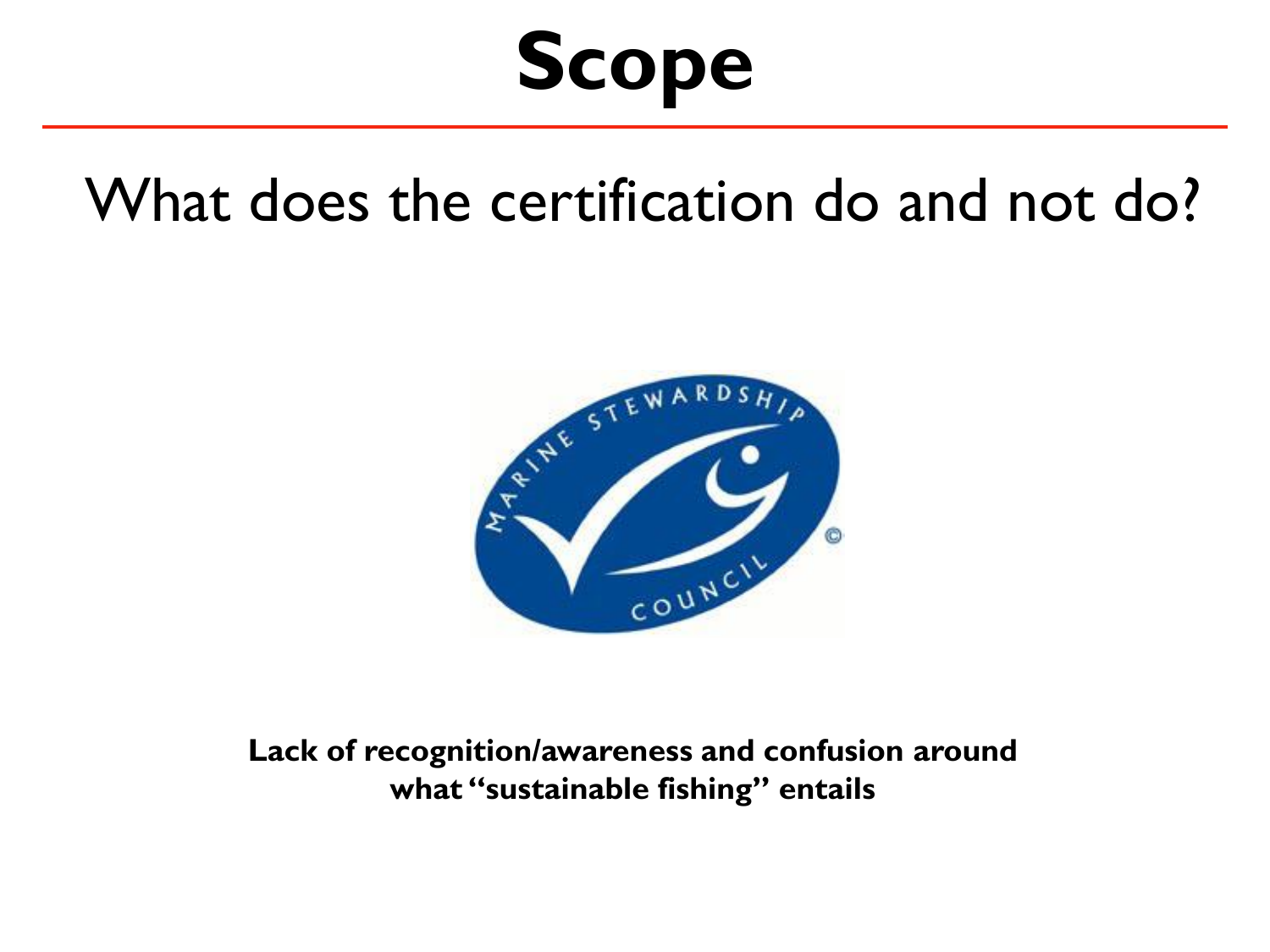# Scope

## What does the certification do and not do?

**Lack of recognition/awareness and confusion around what "sustainable fishing" entails**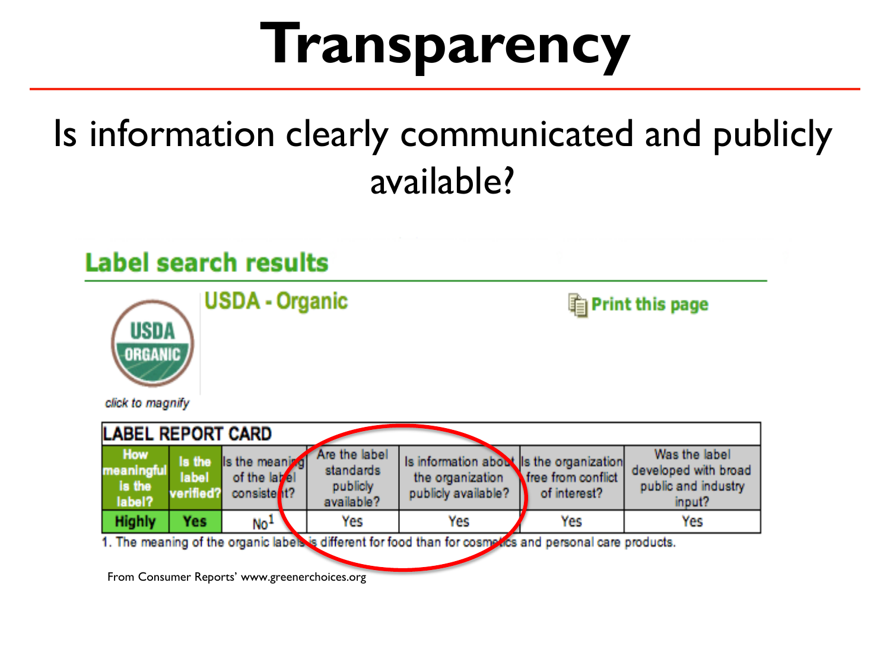# Transparency

Is information clearly communicated and publicly available?

## Label search results

### USDA - Organic

USDA ORGANIC

*click to magnify*

Print this page

| LABEL REPORT CARD | | | | | | |
|---|---|---|---|---|---|---|
| How meaningful is the label? | Is the label verified? | Is the meaning of the label consistent? | Are the label standards publicly available? | Is information about the organization publicly available? | Is the organization free from conflict of interest? | Was the label developed with broad public and industry input? |
| Highly | Yes | No[1] | Yes | Yes | Yes | Yes |

1. The meaning of the organic labels is different for food than for cosmetics and personal care products.

From Consumer Reports' www.greenerchoices.org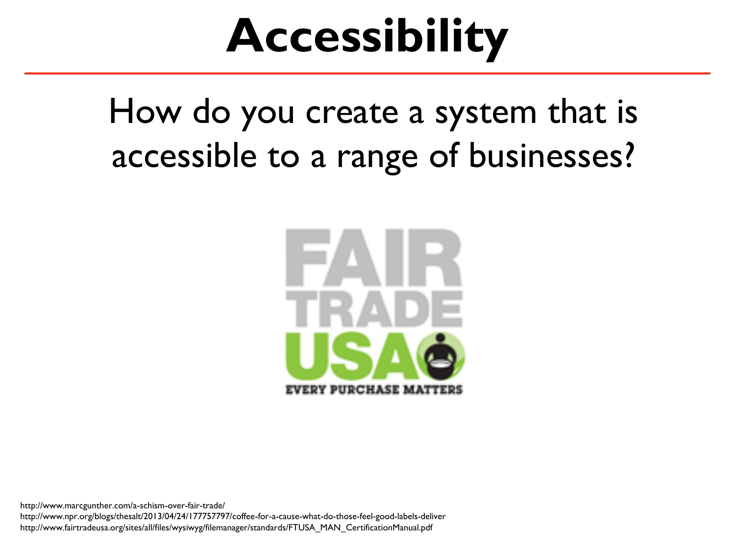# Accessibility

How do you create a system that is accessible to a range of businesses?

FAIR TRADE USA

EVERY PURCHASE MATTERS

http://www.marcgunther.com/a-schism-over-fair-trade/
http://www.npr.org/blogs/thesalt/2013/04/24/177757797/coffee-for-a-cause-what-do-those-feel-good-labels-deliver
http://www.fairtradeusa.org/sites/all/files/wysiwyg/filemanager/standards/FTUSA_MAN_CertificationManual.pdf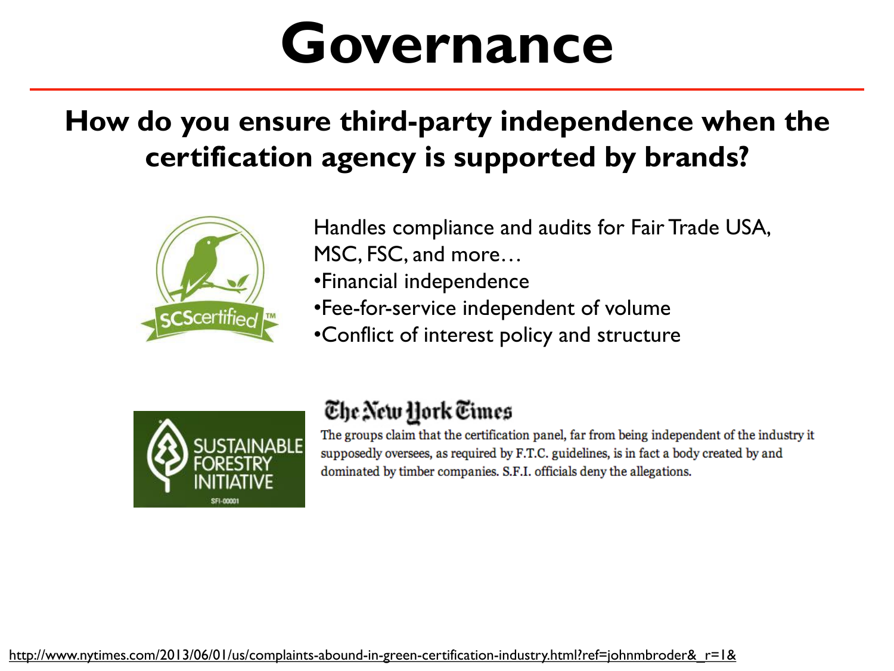# Governance

**How do you ensure third-party independence when the certification agency is supported by brands?**

SCScertified™

Handles compliance and audits for Fair Trade USA, MSC, FSC, and more…

- Financial independence
- Fee-for-service independent of volume
- Conflict of interest policy and structure

SUSTAINABLE FORESTRY INITIATIVE

SFI-00001

The New York Times

The groups claim that the certification panel, far from being independent of the industry it supposedly oversees, as required by F.T.C. guidelines, is in fact a body created by and dominated by timber companies. S.F.I. officials deny the allegations.

http://www.nytimes.com/2013/06/01/us/complaints-abound-in-green-certification-industry.html?ref=johnmbroder&_r=1&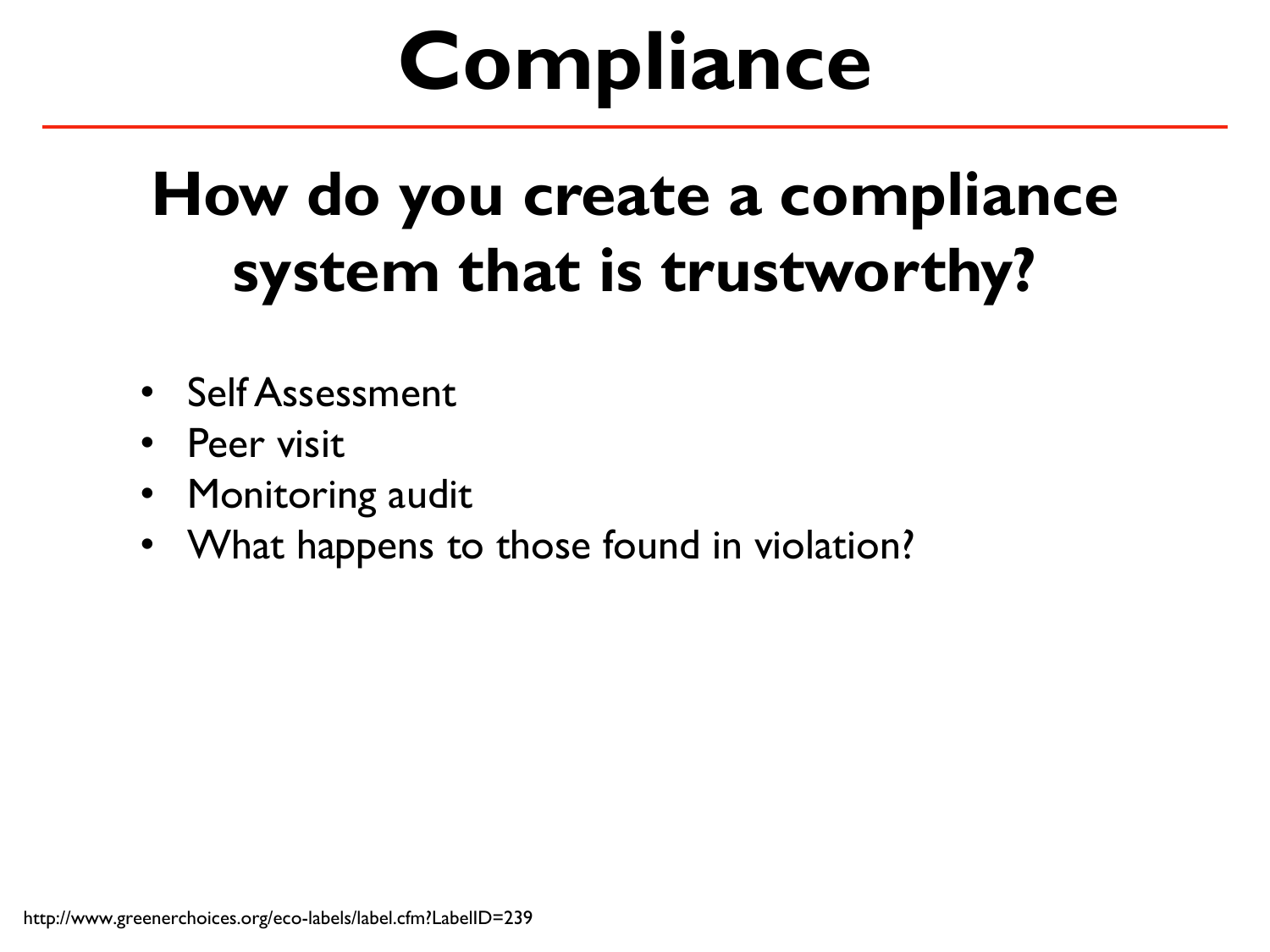# Compliance

## How do you create a compliance system that is trustworthy?

- Self Assessment
- Peer visit
- Monitoring audit
- What happens to those found in violation?

http://www.greenerchoices.org/eco-labels/label.cfm?LabelID=239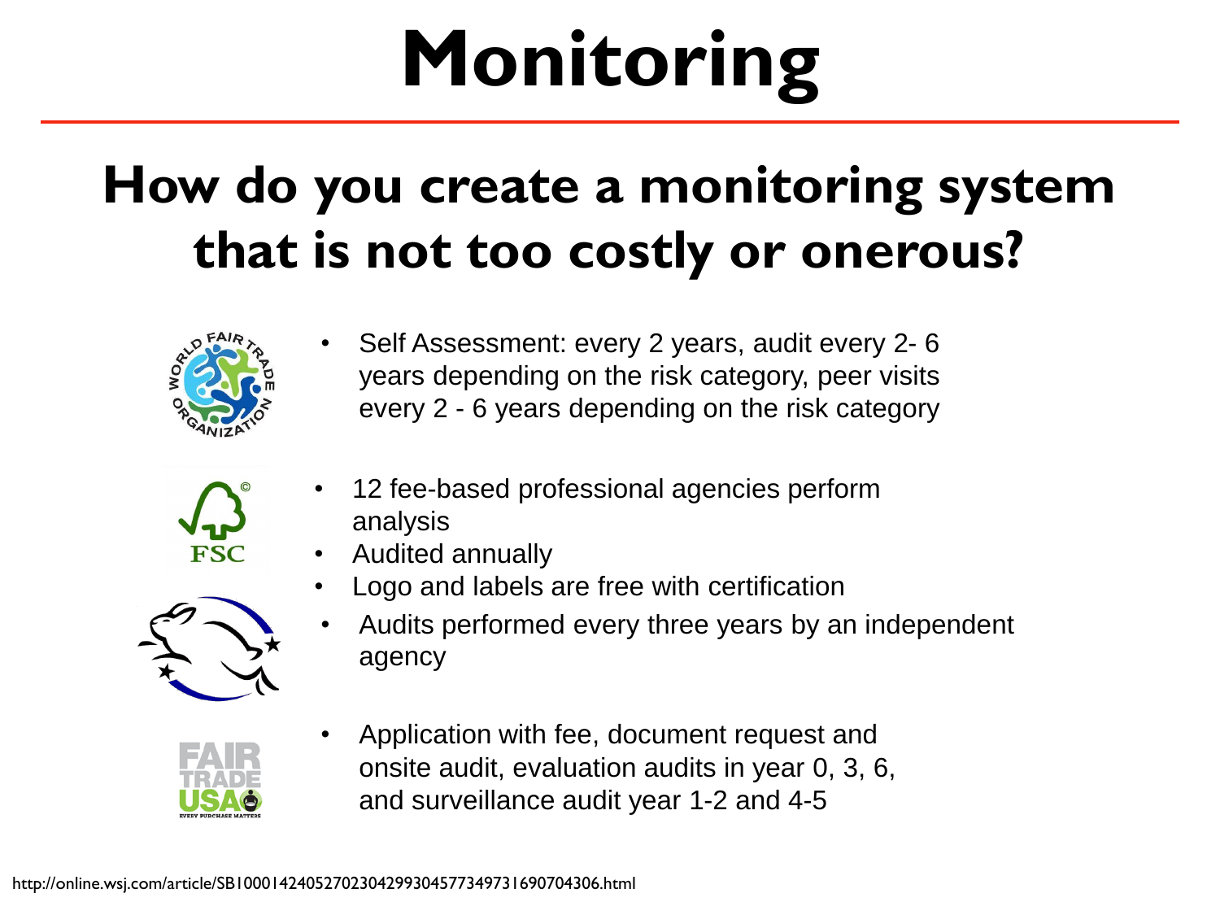# Monitoring

## How do you create a monitoring system that is not too costly or onerous?

- Self Assessment: every 2 years, audit every 2- 6 years depending on the risk category, peer visits every 2 - 6 years depending on the risk category

- 12 fee-based professional agencies perform analysis
- Audited annually
- Logo and labels are free with certification

- Audits performed every three years by an independent agency

- Application with fee, document request and onsite audit, evaluation audits in year 0, 3, 6, and surveillance audit year 1-2 and 4-5

http://online.wsj.com/article/SB10001424052702304299304577349731690704306.html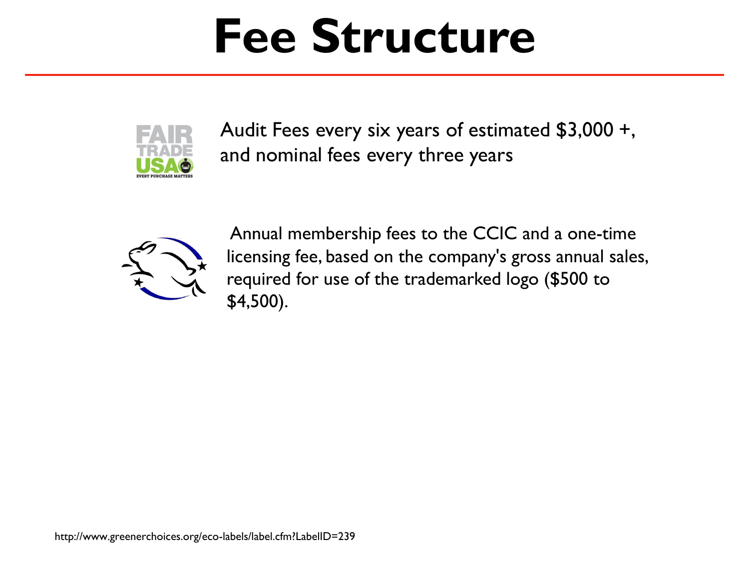# Fee Structure

Audit Fees every six years of estimated $3,000 +, and nominal fees every three years

Annual membership fees to the CCIC and a one-time licensing fee, based on the company's gross annual sales, required for use of the trademarked logo ($500 to $4,500).

http://www.greenerchoices.org/eco-labels/label.cfm?LabelID=239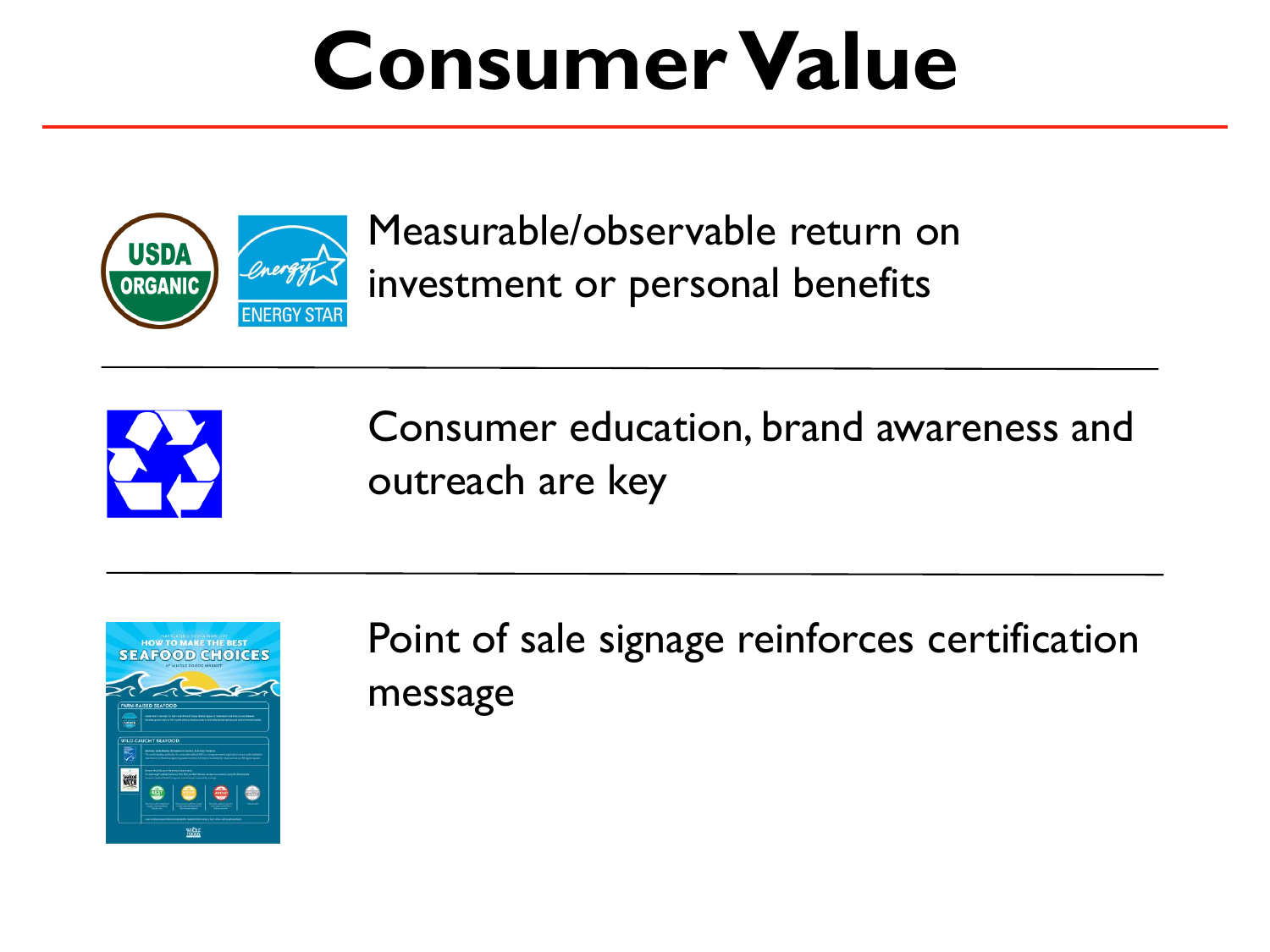# Consumer Value

Measurable/observable return on investment or personal benefits

---

Consumer education, brand awareness and outreach are key

---

Point of sale signage reinforces certification message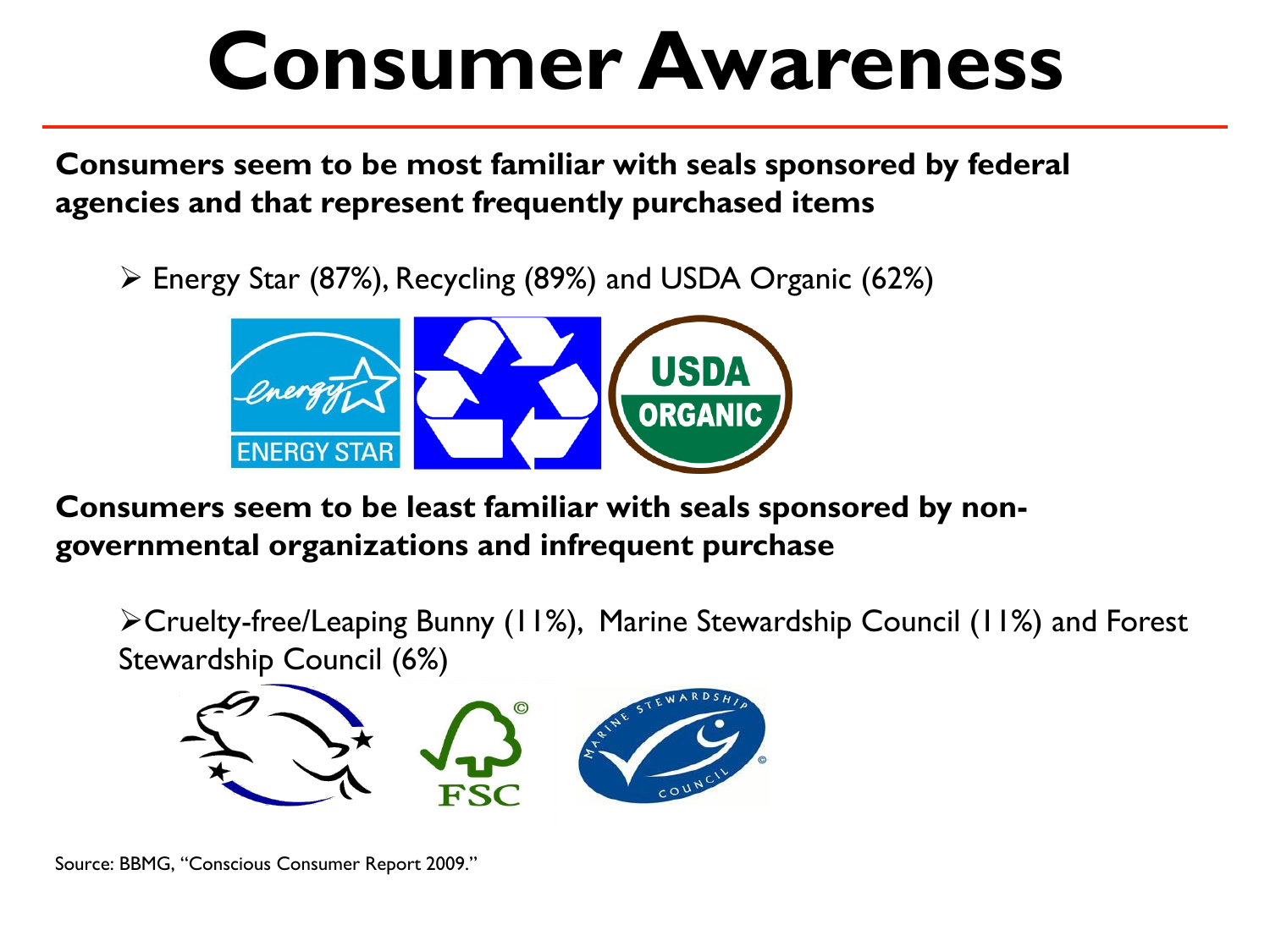# Consumer Awareness

**Consumers seem to be most familiar with seals sponsored by federal agencies and that represent frequently purchased items**

- Energy Star (87%), Recycling (89%) and USDA Organic (62%)

**Consumers seem to be least familiar with seals sponsored by non-governmental organizations and infrequent purchase**

- Cruelty-free/Leaping Bunny (11%), Marine Stewardship Council (11%) and Forest Stewardship Council (6%)

Source: BBMG, "Conscious Consumer Report 2009."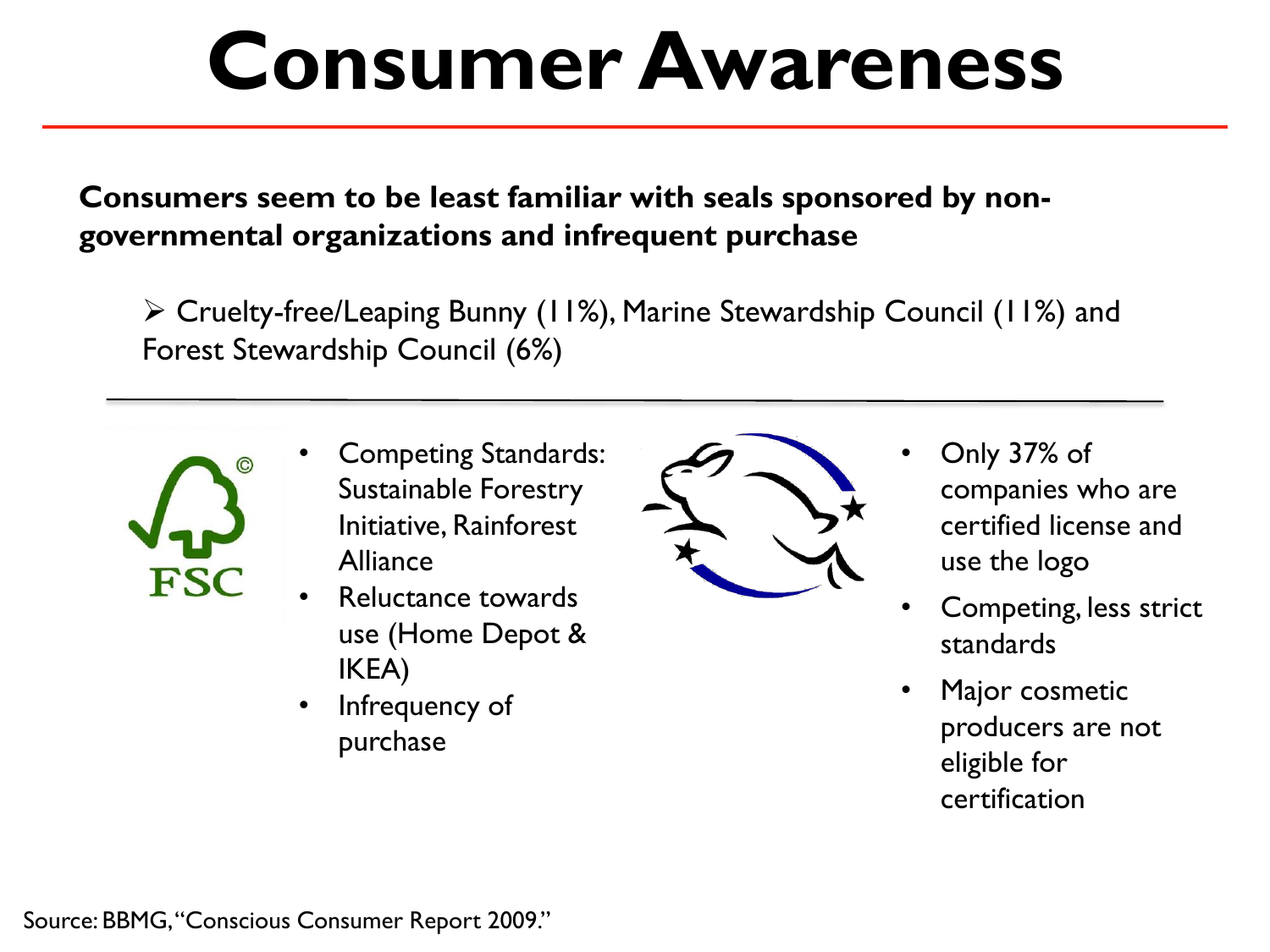# Consumer Awareness

**Consumers seem to be least familiar with seals sponsored by non-governmental organizations and infrequent purchase**

- Cruelty-free/Leaping Bunny (11%), Marine Stewardship Council (11%) and Forest Stewardship Council (6%)

---

FSC

- Competing Standards: Sustainable Forestry Initiative, Rainforest Alliance
- Reluctance towards use (Home Depot & IKEA)
- Infrequency of purchase

- Only 37% of companies who are certified license and use the logo
- Competing, less strict standards
- Major cosmetic producers are not eligible for certification

Source: BBMG, "Conscious Consumer Report 2009."